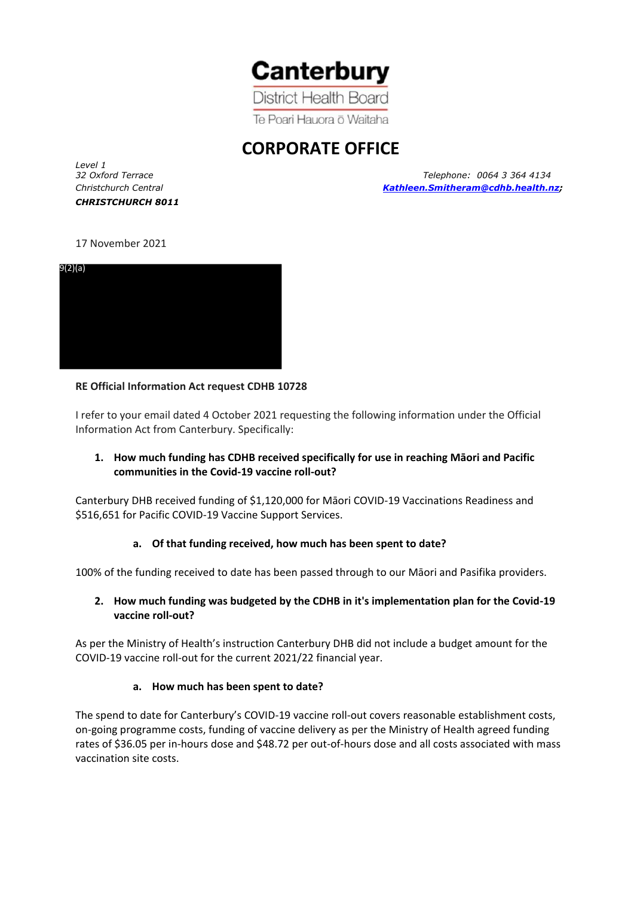**Canterbury**

District Health Board

Te Poari Hauora ō Waitaha

# CORPORATE OFFICE

*Level 1*
*32 Oxford Terrace*
*Christchurch Central*
***CHRISTCHURCH 8011***

*Telephone: 0064 3 364 4134*
***Kathleen.Smitheram@cdhb.health.nz;***

17 November 2021

9(2)(a)

**RE Official Information Act request CDHB 10728**

I refer to your email dated 4 October 2021 requesting the following information under the Official Information Act from Canterbury. Specifically:

1. **How much funding has CDHB received specifically for use in reaching Māori and Pacific communities in the Covid-19 vaccine roll-out?**

Canterbury DHB received funding of $1,120,000 for Māori COVID-19 Vaccinations Readiness and $516,651 for Pacific COVID-19 Vaccine Support Services.

   a. **Of that funding received, how much has been spent to date?**

100% of the funding received to date has been passed through to our Māori and Pasifika providers.

2. **How much funding was budgeted by the CDHB in it's implementation plan for the Covid-19 vaccine roll-out?**

As per the Ministry of Health's instruction Canterbury DHB did not include a budget amount for the COVID-19 vaccine roll-out for the current 2021/22 financial year.

   a. **How much has been spent to date?**

The spend to date for Canterbury's COVID-19 vaccine roll-out covers reasonable establishment costs, on-going programme costs, funding of vaccine delivery as per the Ministry of Health agreed funding rates of $36.05 per in-hours dose and $48.72 per out-of-hours dose and all costs associated with mass vaccination site costs.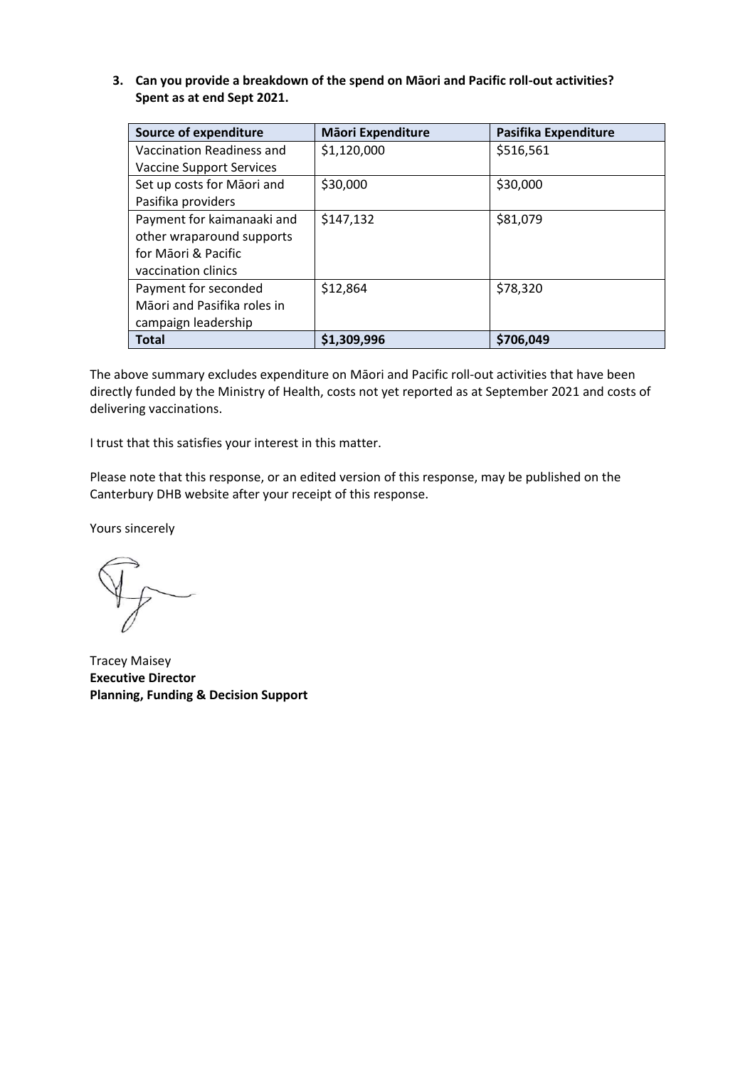**3. Can you provide a breakdown of the spend on Māori and Pacific roll-out activities? Spent as at end Sept 2021.**

| Source of expenditure | Māori Expenditure | Pasifika Expenditure |
|---|---|---|
| Vaccination Readiness and Vaccine Support Services | $1,120,000 | $516,561 |
| Set up costs for Māori and Pasifika providers | $30,000 | $30,000 |
| Payment for kaimanaaki and other wraparound supports for Māori & Pacific vaccination clinics | $147,132 | $81,079 |
| Payment for seconded Māori and Pasifika roles in campaign leadership | $12,864 | $78,320 |
| **Total** | **$1,309,996** | **$706,049** |

The above summary excludes expenditure on Māori and Pacific roll-out activities that have been directly funded by the Ministry of Health, costs not yet reported as at September 2021 and costs of delivering vaccinations.

I trust that this satisfies your interest in this matter.

Please note that this response, or an edited version of this response, may be published on the Canterbury DHB website after your receipt of this response.

Yours sincerely

Tracey Maisey
**Executive Director**
**Planning, Funding & Decision Support**